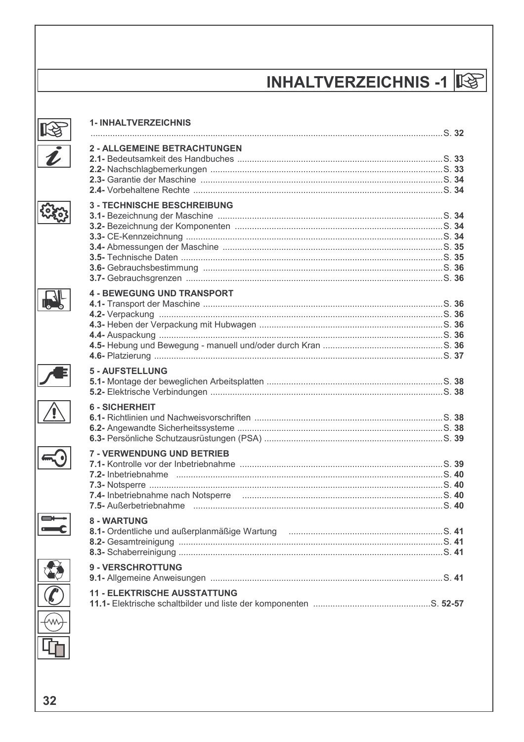# INHALTVERZEICHNIS -1

**1- INHALTVERZEICHNIS** ........................................................................................ S. **32**

**2 - ALLGEMEINE BETRACHTUNGEN**

**2.1-** Bedeutsamkeit des Handbuches ........................................................ S. **33**
**2.2-** Nachschlagbemerkungen ........................................................ S. **33**
**2.3-** Garantie der Maschine ........................................................ S. **34**
**2.4-** Vorbehaltene Rechte ........................................................ S. **34**

**3 - TECHNISCHE BESCHREIBUNG**

**3.1-** Bezeichnung der Maschine ........................................................ S. **34**
**3.2-** Bezeichnung der Komponenten ........................................................ S. **34**
**3.3-** CE-Kennzeichnung ........................................................ S. **34**
**3.4-** Abmessungen der Maschine ........................................................ S. **35**
**3.5-** Technische Daten ........................................................ S. **35**
**3.6-** Gebrauchsbestimmung ........................................................ S. **36**
**3.7-** Gebrauchsgrenzen ........................................................ S. **36**

**4 - BEWEGUNG UND TRANSPORT**

**4.1-** Transport der Maschine ........................................................ S. **36**
**4.2-** Verpackung ........................................................ S. **36**
**4.3-** Heben der Verpackung mit Hubwagen ........................................................ S. **36**
**4.4-** Auspackung ........................................................ S. **36**
**4.5-** Hebung und Bewegung - manuell und/oder durch Kran ........................................................ S. **36**
**4.6-** Platzierung ........................................................ S. **37**

**5 - AUFSTELLUNG**

**5.1-** Montage der beweglichen Arbeitsplatten ........................................................ S. **38**
**5.2-** Elektrische Verbindungen ........................................................ S. **38**

**6 - SICHERHEIT**

**6.1-** Richtlinien und Nachweisvorschriften ........................................................ S. **38**
**6.2-** Angewandte Sicherheitssysteme ........................................................ S. **38**
**6.3-** Persönliche Schutzausrüstungen (PSA) ........................................................ S. **39**

**7 - VERWENDUNG UND BETRIEB**

**7.1-** Kontrolle vor der Inbetriebnahme ........................................................ S. **39**
**7.2-** Inbetriebnahme ........................................................ S. **40**
**7.3-** Notsperre ........................................................ S. **40**
**7.4-** Inbetriebnahme nach Notsperre ........................................................ S. **40**
**7.5-** Außerbetriebnahme ........................................................ S. **40**

**8 - WARTUNG**

**8.1-** Ordentliche und außerplanmäßige Wartung ........................................................ S. **41**
**8.2-** Gesamtreinigung ........................................................ S. **41**
**8.3-** Schaberreinigung ........................................................ S. **41**

**9 - VERSCHROTTUNG**

**9.1-** Allgemeine Anweisungen ........................................................ S. **41**

**11 - ELEKTRISCHE AUSSTATTUNG**

**11.1-** Elektrische schaltbilder und liste der komponenten ........................................................ S. **52-57**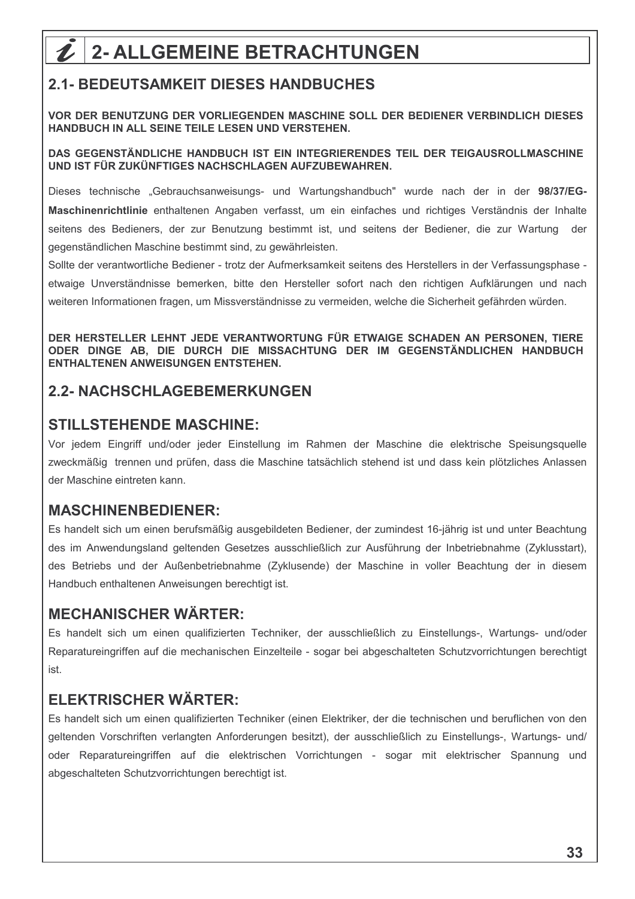# 2- ALLGEMEINE BETRACHTUNGEN

## 2.1- BEDEUTSAMKEIT DIESES HANDBUCHES

**VOR DER BENUTZUNG DER VORLIEGENDEN MASCHINE SOLL DER BEDIENER VERBINDLICH DIESES HANDBUCH IN ALL SEINE TEILE LESEN UND VERSTEHEN.**

**DAS GEGENSTÄNDLICHE HANDBUCH IST EIN INTEGRIERENDES TEIL DER TEIGAUSROLLMASCHINE UND IST FÜR ZUKÜNFTIGES NACHSCHLAGEN AUFZUBEWAHREN.**

Dieses technische „Gebrauchsanweisungs- und Wartungshandbuch" wurde nach der in der **98/37/EG-Maschinenrichtlinie** enthaltenen Angaben verfasst, um ein einfaches und richtiges Verständnis der Inhalte seitens des Bedieners, der zur Benutzung bestimmt ist, und seitens der Bediener, die zur Wartung der gegenständlichen Maschine bestimmt sind, zu gewährleisten.

Sollte der verantwortliche Bediener - trotz der Aufmerksamkeit seitens des Herstellers in der Verfassungsphase - etwaige Unverständnisse bemerken, bitte den Hersteller sofort nach den richtigen Aufklärungen und nach weiteren Informationen fragen, um Missverständnisse zu vermeiden, welche die Sicherheit gefährden würden.

**DER HERSTELLER LEHNT JEDE VERANTWORTUNG FÜR ETWAIGE SCHADEN AN PERSONEN, TIERE ODER DINGE AB, DIE DURCH DIE MISSACHTUNG DER IM GEGENSTÄNDLICHEN HANDBUCH ENTHALTENEN ANWEISUNGEN ENTSTEHEN.**

## 2.2- NACHSCHLAGEBEMERKUNGEN

### STILLSTEHENDE MASCHINE:

Vor jedem Eingriff und/oder jeder Einstellung im Rahmen der Maschine die elektrische Speisungsquelle zweckmäßig trennen und prüfen, dass die Maschine tatsächlich stehend ist und dass kein plötzliches Anlassen der Maschine eintreten kann.

### MASCHINENBEDIENER:

Es handelt sich um einen berufsmäßig ausgebildeten Bediener, der zumindest 16-jährig ist und unter Beachtung des im Anwendungsland geltenden Gesetzes ausschließlich zur Ausführung der Inbetriebnahme (Zyklusstart), des Betriebs und der Außenbetriebnahme (Zyklusende) der Maschine in voller Beachtung der in diesem Handbuch enthaltenen Anweisungen berechtigt ist.

### MECHANISCHER WÄRTER:

Es handelt sich um einen qualifizierten Techniker, der ausschließlich zu Einstellungs-, Wartungs- und/oder Reparatureingriffen auf die mechanischen Einzelteile - sogar bei abgeschalteten Schutzvorrichtungen berechtigt ist.

### ELEKTRISCHER WÄRTER:

Es handelt sich um einen qualifizierten Techniker (einen Elektriker, der die technischen und beruflichen von den geltenden Vorschriften verlangten Anforderungen besitzt), der ausschließlich zu Einstellungs-, Wartungs- und/oder Reparatureingriffen auf die elektrischen Vorrichtungen - sogar mit elektrischer Spannung und abgeschalteten Schutzvorrichtungen berechtigt ist.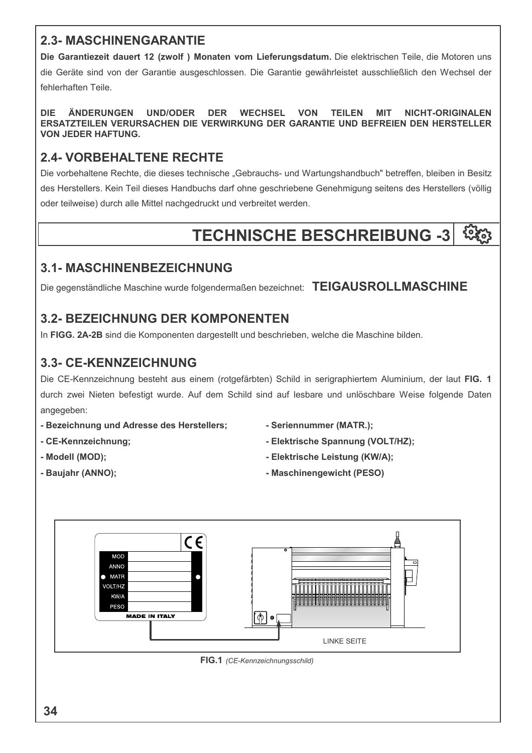## 2.3- MASCHINENGARANTIE

**Die Garantiezeit dauert 12 (zwolf ) Monaten vom Lieferungsdatum.** Die elektrischen Teile, die Motoren uns die Geräte sind von der Garantie ausgeschlossen. Die Garantie gewährleistet ausschließlich den Wechsel der fehlerhaften Teile.

**DIE ÄNDERUNGEN UND/ODER DER WECHSEL VON TEILEN MIT NICHT-ORIGINALEN ERSATZTEILEN VERURSACHEN DIE VERWIRKUNG DER GARANTIE UND BEFREIEN DEN HERSTELLER VON JEDER HAFTUNG.**

## 2.4- VORBEHALTENE RECHTE

Die vorbehaltene Rechte, die dieses technische „Gebrauchs- und Wartungshandbuch" betreffen, bleiben in Besitz des Herstellers. Kein Teil dieses Handbuchs darf ohne geschriebene Genehmigung seitens des Herstellers (völlig oder teilweise) durch alle Mittel nachgedruckt und verbreitet werden.

# TECHNISCHE BESCHREIBUNG -3

## 3.1- MASCHINENBEZEICHNUNG

Die gegenständliche Maschine wurde folgendermaßen bezeichnet: **TEIGAUSROLLMASCHINE**

## 3.2- BEZEICHNUNG DER KOMPONENTEN

In **FIGG. 2A-2B** sind die Komponenten dargestellt und beschrieben, welche die Maschine bilden.

## 3.3- CE-KENNZEICHNUNG

Die CE-Kennzeichnung besteht aus einem (rotgefärbten) Schild in serigraphiertem Aluminium, der laut **FIG. 1** durch zwei Nieten befestigt wurde. Auf dem Schild sind auf lesbare und unlöschbare Weise folgende Daten angegeben:

- **Bezeichnung und Adresse des Herstellers;**
- **CE-Kennzeichnung;**
- **Modell (MOD);**
- **Baujahr (ANNO);**
- **Seriennummer (MATR.);**
- **Elektrische Spannung (VOLT/HZ);**
- **Elektrische Leistung (KW/A);**
- **Maschinengewicht (PESO)**

MOD
ANNO
MATR
VOLT/HZ
KW/A
PESO
MADE IN ITALY

LINKE SEITE

**FIG.1** *(CE-Kennzeichnungsschild)*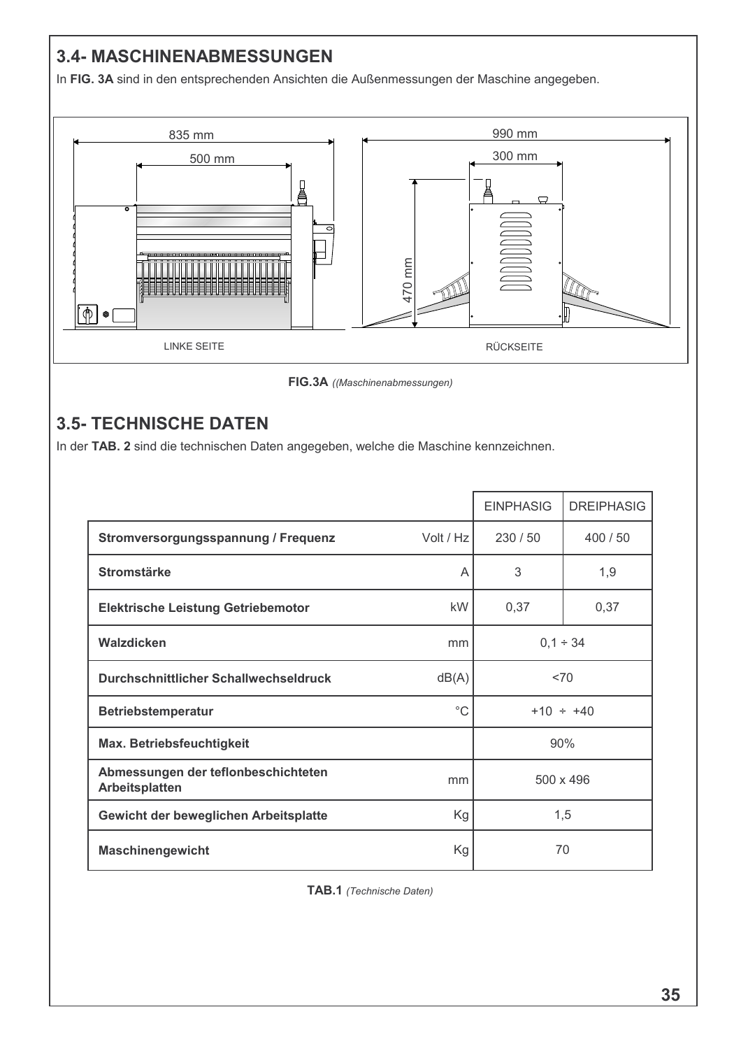## 3.4- MASCHINENABMESSUNGEN

In **FIG. 3A** sind in den entsprechenden Ansichten die Außenmessungen der Maschine angegeben.

835 mm

500 mm

990 mm

300 mm

470 mm

LINKE SEITE

RÜCKSEITE

**FIG.3A** *((Maschinenabmessungen)*

## 3.5- TECHNISCHE DATEN

In der **TAB. 2** sind die technischen Daten angegeben, welche die Maschine kennzeichnen.

| | | EINPHASIG | DREIPHASIG |
|---|---|---|---|
| **Stromversorgungsspannung / Frequenz** | Volt / Hz | 230 / 50 | 400 / 50 |
| **Stromstärke** | A | 3 | 1,9 |
| **Elektrische Leistung Getriebemotor** | kW | 0,37 | 0,37 |
| **Walzdicken** | mm | 0,1 ÷ 34 | |
| **Durchschnittlicher Schallwechseldruck** | dB(A) | <70 | |
| **Betriebstemperatur** | °C | +10 ÷ +40 | |
| **Max. Betriebsfeuchtigkeit** | | 90% | |
| **Abmessungen der teflonbeschichteten Arbeitsplatten** | mm | 500 x 496 | |
| **Gewicht der beweglichen Arbeitsplatte** | Kg | 1,5 | |
| **Maschinengewicht** | Kg | 70 | |

**TAB.1** *(Technische Daten)*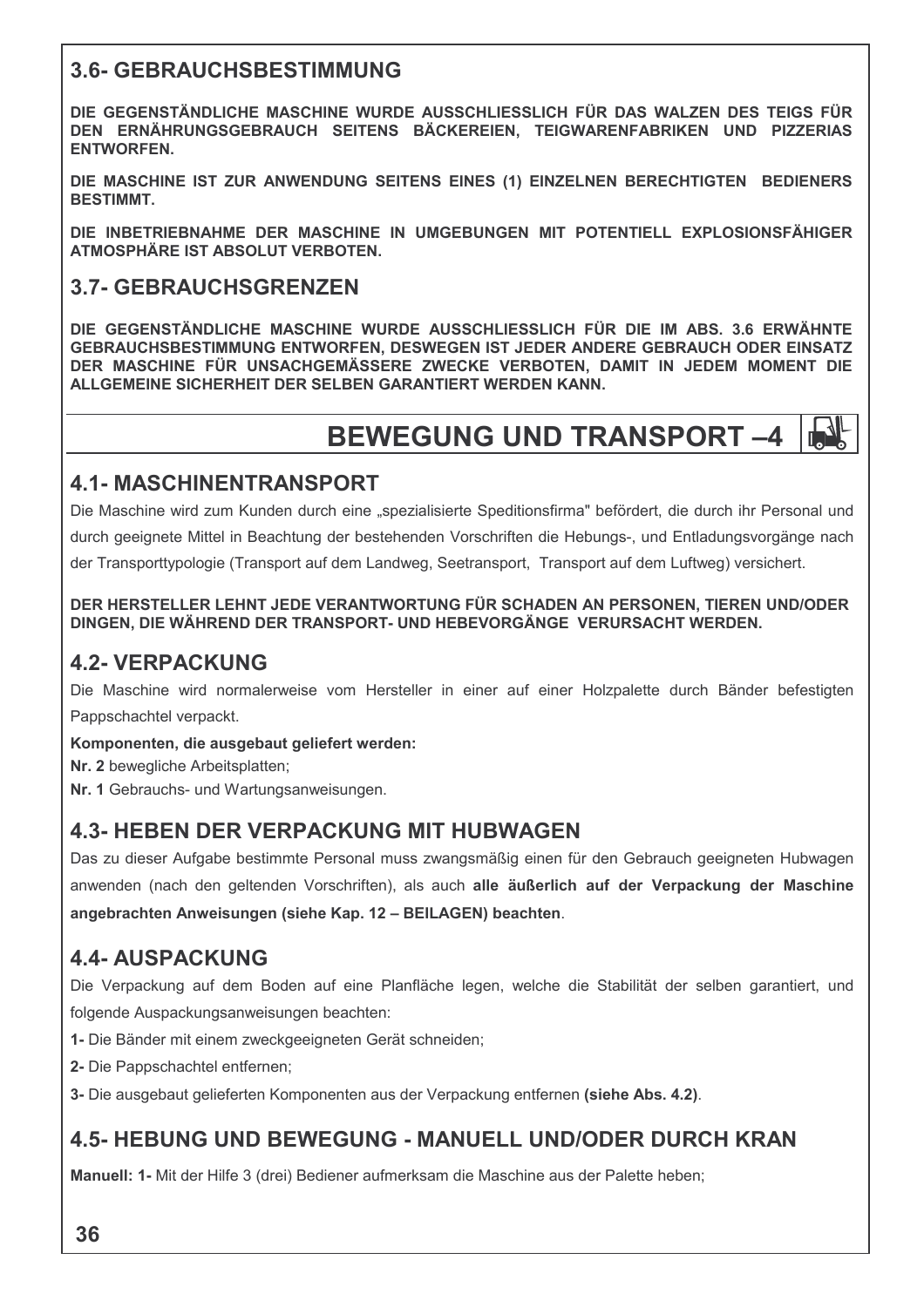## 3.6- GEBRAUCHSBESTIMMUNG

**DIE GEGENSTÄNDLICHE MASCHINE WURDE AUSSCHLIESSLICH FÜR DAS WALZEN DES TEIGS FÜR DEN ERNÄHRUNGSGEBRAUCH SEITENS BÄCKEREIEN, TEIGWARENFABRIKEN UND PIZZERIAS ENTWORFEN.**

**DIE MASCHINE IST ZUR ANWENDUNG SEITENS EINES (1) EINZELNEN BERECHTIGTEN BEDIENERS BESTIMMT.**

**DIE INBETRIEBNAHME DER MASCHINE IN UMGEBUNGEN MIT POTENTIELL EXPLOSIONSFÄHIGER ATMOSPHÄRE IST ABSOLUT VERBOTEN.**

## 3.7- GEBRAUCHSGRENZEN

**DIE GEGENSTÄNDLICHE MASCHINE WURDE AUSSCHLIESSLICH FÜR DIE IM ABS. 3.6 ERWÄHNTE GEBRAUCHSBESTIMMUNG ENTWORFEN, DESWEGEN IST JEDER ANDERE GEBRAUCH ODER EINSATZ DER MASCHINE FÜR UNSACHGEMÄSSERE ZWECKE VERBOTEN, DAMIT IN JEDEM MOMENT DIE ALLGEMEINE SICHERHEIT DER SELBEN GARANTIERT WERDEN KANN.**

# BEWEGUNG UND TRANSPORT –4

## 4.1- MASCHINENTRANSPORT

Die Maschine wird zum Kunden durch eine „spezialisierte Speditionsfirma" befördert, die durch ihr Personal und durch geeignete Mittel in Beachtung der bestehenden Vorschriften die Hebungs-, und Entladungsvorgänge nach der Transporttypologie (Transport auf dem Landweg, Seetransport, Transport auf dem Luftweg) versichert.

**DER HERSTELLER LEHNT JEDE VERANTWORTUNG FÜR SCHADEN AN PERSONEN, TIEREN UND/ODER DINGEN, DIE WÄHREND DER TRANSPORT- UND HEBEVORGÄNGE VERURSACHT WERDEN.**

## 4.2- VERPACKUNG

Die Maschine wird normalerweise vom Hersteller in einer auf einer Holzpalette durch Bänder befestigten Pappschachtel verpackt.

**Komponenten, die ausgebaut geliefert werden:**

**Nr. 2** bewegliche Arbeitsplatten;

**Nr. 1** Gebrauchs- und Wartungsanweisungen.

## 4.3- HEBEN DER VERPACKUNG MIT HUBWAGEN

Das zu dieser Aufgabe bestimmte Personal muss zwangsmäßig einen für den Gebrauch geeigneten Hubwagen anwenden (nach den geltenden Vorschriften), als auch **alle äußerlich auf der Verpackung der Maschine angebrachten Anweisungen (siehe Kap. 12 – BEILAGEN) beachten**.

## 4.4- AUSPACKUNG

Die Verpackung auf dem Boden auf eine Planfläche legen, welche die Stabilität der selben garantiert, und folgende Auspackungsanweisungen beachten:

**1-** Die Bänder mit einem zweckgeeigneten Gerät schneiden;

**2-** Die Pappschachtel entfernen;

**3-** Die ausgebaut gelieferten Komponenten aus der Verpackung entfernen **(siehe Abs. 4.2)**.

## 4.5- HEBUNG UND BEWEGUNG - MANUELL UND/ODER DURCH KRAN

**Manuell: 1-** Mit der Hilfe 3 (drei) Bediener aufmerksam die Maschine aus der Palette heben;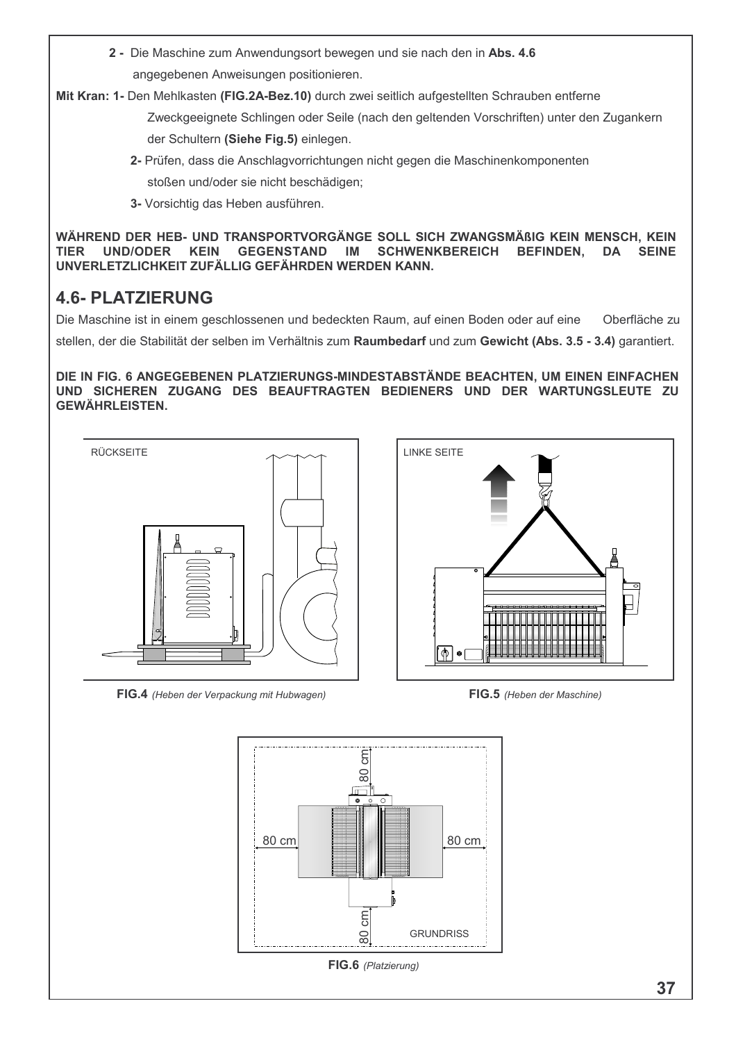**2 -** Die Maschine zum Anwendungsort bewegen und sie nach den in **Abs. 4.6** angegebenen Anweisungen positionieren.

**Mit Kran: 1-** Den Mehlkasten **(FIG.2A-Bez.10)** durch zwei seitlich aufgestellten Schrauben entferne Zweckgeeignete Schlingen oder Seile (nach den geltenden Vorschriften) unter den Zugankern der Schultern **(Siehe Fig.5)** einlegen.

**2-** Prüfen, dass die Anschlagvorrichtungen nicht gegen die Maschinenkomponenten stoßen und/oder sie nicht beschädigen;

**3-** Vorsichtig das Heben ausführen.

**WÄHREND DER HEB- UND TRANSPORTVORGÄNGE SOLL SICH ZWANGSMÄßIG KEIN MENSCH, KEIN TIER UND/ODER KEIN GEGENSTAND IM SCHWENKBEREICH BEFINDEN, DA SEINE UNVERLETZLICHKEIT ZUFÄLLIG GEFÄHRDEN WERDEN KANN.**

## 4.6- PLATZIERUNG

Die Maschine ist in einem geschlossenen und bedeckten Raum, auf einen Boden oder auf eine Oberfläche zu stellen, der die Stabilität der selben im Verhältnis zum **Raumbedarf** und zum **Gewicht (Abs. 3.5 - 3.4)** garantiert.

**DIE IN FIG. 6 ANGEGEBENEN PLATZIERUNGS-MINDESTABSTÄNDE BEACHTEN, UM EINEN EINFACHEN UND SICHEREN ZUGANG DES BEAUFTRAGTEN BEDIENERS UND DER WARTUNGSLEUTE ZU GEWÄHRLEISTEN.**

RÜCKSEITE

**FIG.4** *(Heben der Verpackung mit Hubwagen)*

LINKE SEITE

**FIG.5** *(Heben der Maschine)*

80 cm

80 cm

80 cm

80 cm

GRUNDRISS

**FIG.6** *(Platzierung)*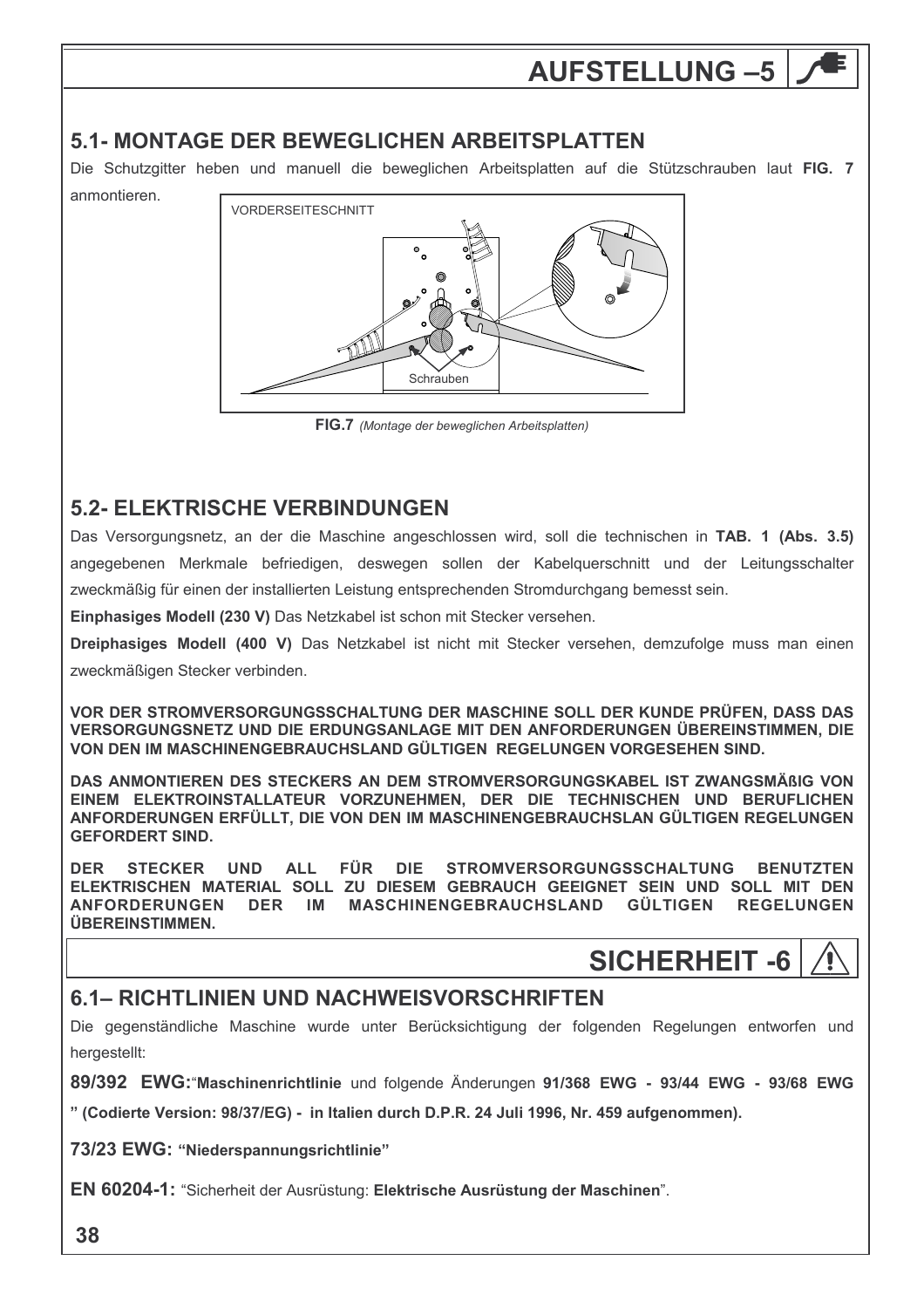# AUFSTELLUNG –5

## 5.1- MONTAGE DER BEWEGLICHEN ARBEITSPLATTEN

Die Schutzgitter heben und manuell die beweglichen Arbeitsplatten auf die Stützschrauben laut **FIG. 7** anmontieren.

VORDERSEITESCHNITT

Schrauben

**FIG.7** *(Montage der beweglichen Arbeitsplatten)*

## 5.2- ELEKTRISCHE VERBINDUNGEN

Das Versorgungsnetz, an der die Maschine angeschlossen wird, soll die technischen in **TAB. 1 (Abs. 3.5)** angegebenen Merkmale befriedigen, deswegen sollen der Kabelquerschnitt und der Leitungsschalter zweckmäßig für einen der installierten Leistung entsprechenden Stromdurchgang bemesst sein.

**Einphasiges Modell (230 V)** Das Netzkabel ist schon mit Stecker versehen.

**Dreiphasiges Modell (400 V)** Das Netzkabel ist nicht mit Stecker versehen, demzufolge muss man einen zweckmäßigen Stecker verbinden.

**VOR DER STROMVERSORGUNGSSCHALTUNG DER MASCHINE SOLL DER KUNDE PRÜFEN, DASS DAS VERSORGUNGSNETZ UND DIE ERDUNGSANLAGE MIT DEN ANFORDERUNGEN ÜBEREINSTIMMEN, DIE VON DEN IM MASCHINENGEBRAUCHSLAND GÜLTIGEN REGELUNGEN VORGESEHEN SIND.**

**DAS ANMONTIEREN DES STECKERS AN DEM STROMVERSORGUNGSKABEL IST ZWANGSMÄßIG VON EINEM ELEKTROINSTALLATEUR VORZUNEHMEN, DER DIE TECHNISCHEN UND BERUFLICHEN ANFORDERUNGEN ERFÜLLT, DIE VON DEN IM MASCHINENGEBRAUCHSLAN GÜLTIGEN REGELUNGEN GEFORDERT SIND.**

**DER STECKER UND ALL FÜR DIE STROMVERSORGUNGSSCHALTUNG BENUTZTEN ELEKTRISCHEN MATERIAL SOLL ZU DIESEM GEBRAUCH GEEIGNET SEIN UND SOLL MIT DEN ANFORDERUNGEN DER IM MASCHINENGEBRAUCHSLAND GÜLTIGEN REGELUNGEN ÜBEREINSTIMMEN.**

# SICHERHEIT -6

## 6.1– RICHTLINIEN UND NACHWEISVORSCHRIFTEN

Die gegenständliche Maschine wurde unter Berücksichtigung der folgenden Regelungen entworfen und hergestellt:

**89/392 EWG:**"**Maschinenrichtlinie** und folgende Änderungen **91/368 EWG - 93/44 EWG - 93/68 EWG " (Codierte Version: 98/37/EG) - in Italien durch D.P.R. 24 Juli 1996, Nr. 459 aufgenommen).**

**73/23 EWG: "Niederspannungsrichtlinie"**

**EN 60204-1:** "Sicherheit der Ausrüstung: **Elektrische Ausrüstung der Maschinen**".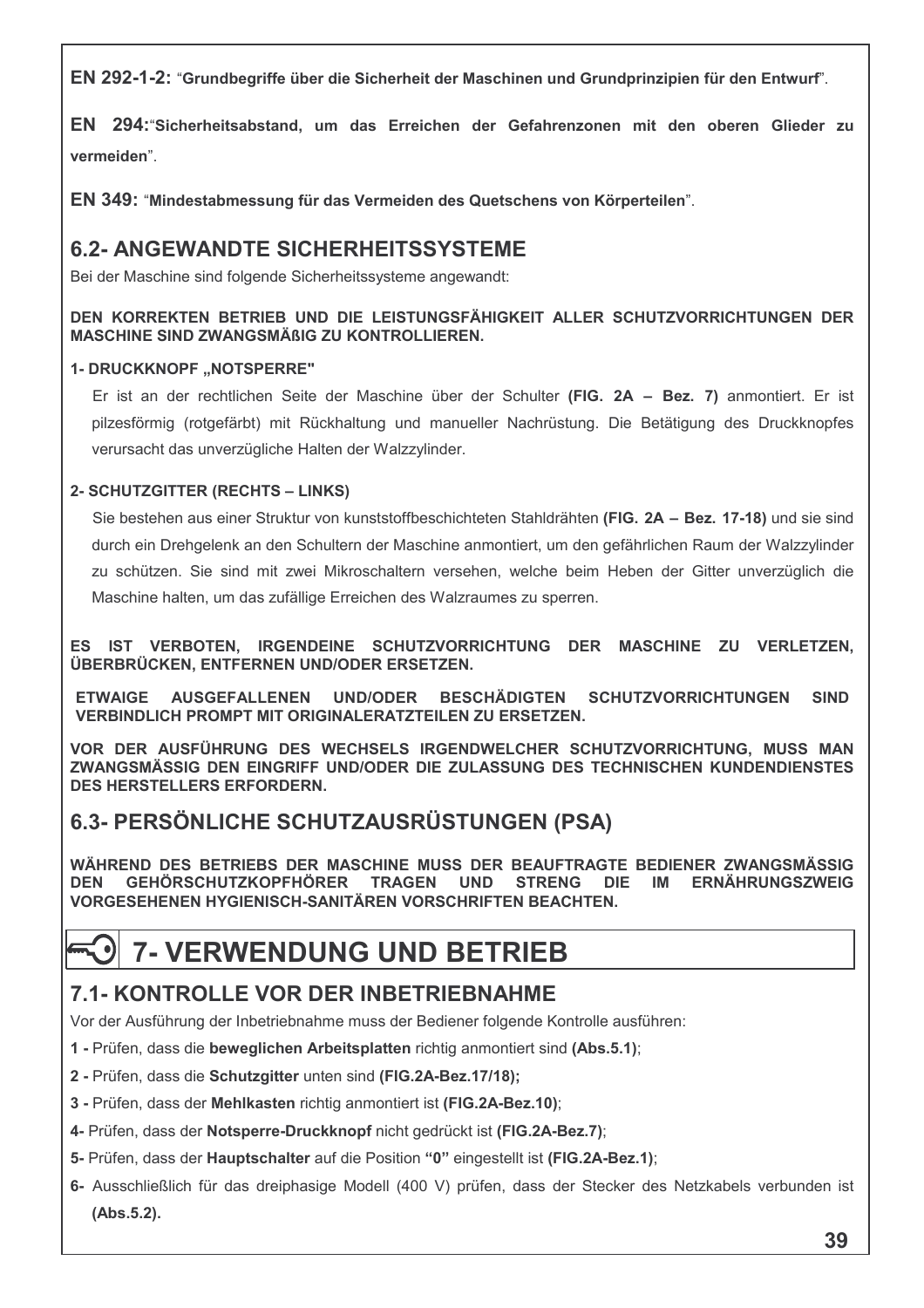**EN 292-1-2:** “**Grundbegriffe über die Sicherheit der Maschinen und Grundprinzipien für den Entwurf**”.

**EN 294:**“**Sicherheitsabstand, um das Erreichen der Gefahrenzonen mit den oberen Glieder zu vermeiden**”.

**EN 349:** “**Mindestabmessung für das Vermeiden des Quetschens von Körperteilen**”.

## 6.2- ANGEWANDTE SICHERHEITSSYSTEME

Bei der Maschine sind folgende Sicherheitssysteme angewandt:

**DEN KORREKTEN BETRIEB UND DIE LEISTUNGSFÄHIGKEIT ALLER SCHUTZVORRICHTUNGEN DER MASCHINE SIND ZWANGSMÄßIG ZU KONTROLLIEREN.**

**1- DRUCKKNOPF „NOTSPERRE"**

Er ist an der rechtlichen Seite der Maschine über der Schulter **(FIG. 2A – Bez. 7)** anmontiert. Er ist pilzesförmig (rotgefärbt) mit Rückhaltung und manueller Nachrüstung. Die Betätigung des Druckknopfes verursacht das unverzügliche Halten der Walzzylinder.

**2- SCHUTZGITTER (RECHTS – LINKS)**

Sie bestehen aus einer Struktur von kunststoffbeschichteten Stahldrähten **(FIG. 2A – Bez. 17-18)** und sie sind durch ein Drehgelenk an den Schultern der Maschine anmontiert, um den gefährlichen Raum der Walzzylinder zu schützen. Sie sind mit zwei Mikroschaltern versehen, welche beim Heben der Gitter unverzüglich die Maschine halten, um das zufällige Erreichen des Walzraumes zu sperren.

**ES IST VERBOTEN, IRGENDEINE SCHUTZVORRICHTUNG DER MASCHINE ZU VERLETZEN, ÜBERBRÜCKEN, ENTFERNEN UND/ODER ERSETZEN.**

**ETWAIGE AUSGEFALLENEN UND/ODER BESCHÄDIGTEN SCHUTZVORRICHTUNGEN SIND VERBINDLICH PROMPT MIT ORIGINALERATZTEILEN ZU ERSETZEN.**

**VOR DER AUSFÜHRUNG DES WECHSELS IRGENDWELCHER SCHUTZVORRICHTUNG, MUSS MAN ZWANGSMÄSSIG DEN EINGRIFF UND/ODER DIE ZULASSUNG DES TECHNISCHEN KUNDENDIENSTES DES HERSTELLERS ERFORDERN.**

## 6.3- PERSÖNLICHE SCHUTZAUSRÜSTUNGEN (PSA)

**WÄHREND DES BETRIEBS DER MASCHINE MUSS DER BEAUFTRAGTE BEDIENER ZWANGSMÄSSIG DEN GEHÖRSCHUTZKOPFHÖRER TRAGEN UND STRENG DIE IM ERNÄHRUNGSZWEIG VORGESEHENEN HYGIENISCH-SANITÄREN VORSCHRIFTEN BEACHTEN.**

# 7- VERWENDUNG UND BETRIEB

## 7.1- KONTROLLE VOR DER INBETRIEBNAHME

Vor der Ausführung der Inbetriebnahme muss der Bediener folgende Kontrolle ausführen:

**1 -** Prüfen, dass die **beweglichen Arbeitsplatten** richtig anmontiert sind **(Abs.5.1)**;

**2 -** Prüfen, dass die **Schutzgitter** unten sind **(FIG.2A-Bez.17/18);**

**3 -** Prüfen, dass der **Mehlkasten** richtig anmontiert ist **(FIG.2A-Bez.10)**;

**4-** Prüfen, dass der **Notsperre-Druckknopf** nicht gedrückt ist **(FIG.2A-Bez.7)**;

**5-** Prüfen, dass der **Hauptschalter** auf die Position **“0”** eingestellt ist **(FIG.2A-Bez.1)**;

**6-** Ausschließlich für das dreiphasige Modell (400 V) prüfen, dass der Stecker des Netzkabels verbunden ist **(Abs.5.2).**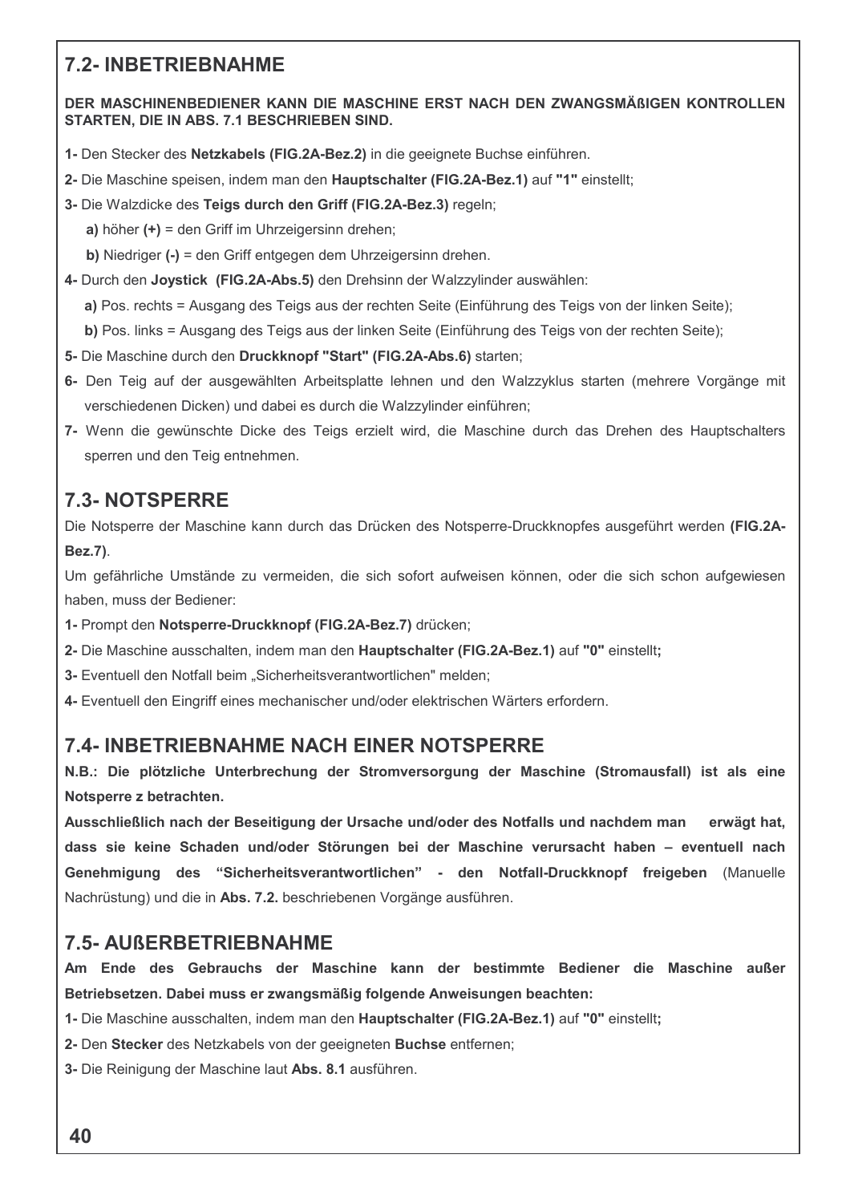## 7.2- INBETRIEBNAHME

**DER MASCHINENBEDIENER KANN DIE MASCHINE ERST NACH DEN ZWANGSMÄßIGEN KONTROLLEN STARTEN, DIE IN ABS. 7.1 BESCHRIEBEN SIND.**

**1-** Den Stecker des **Netzkabels (FIG.2A-Bez.2)** in die geeignete Buchse einführen.

**2-** Die Maschine speisen, indem man den **Hauptschalter (FIG.2A-Bez.1)** auf **"1"** einstellt;

**3-** Die Walzdicke des **Teigs durch den Griff (FIG.2A-Bez.3)** regeln;

- **a)** höher **(+)** = den Griff im Uhrzeigersinn drehen;
- **b)** Niedriger **(-)** = den Griff entgegen dem Uhrzeigersinn drehen.

**4-** Durch den **Joystick (FIG.2A-Abs.5)** den Drehsinn der Walzzylinder auswählen:

- **a)** Pos. rechts = Ausgang des Teigs aus der rechten Seite (Einführung des Teigs von der linken Seite);
- **b)** Pos. links = Ausgang des Teigs aus der linken Seite (Einführung des Teigs von der rechten Seite);

**5-** Die Maschine durch den **Druckknopf "Start" (FIG.2A-Abs.6)** starten;

**6-** Den Teig auf der ausgewählten Arbeitsplatte lehnen und den Walzzyklus starten (mehrere Vorgänge mit verschiedenen Dicken) und dabei es durch die Walzzylinder einführen;

**7-** Wenn die gewünschte Dicke des Teigs erzielt wird, die Maschine durch das Drehen des Hauptschalters sperren und den Teig entnehmen.

## 7.3- NOTSPERRE

Die Notsperre der Maschine kann durch das Drücken des Notsperre-Druckknopfes ausgeführt werden **(FIG.2A-Bez.7)**.

Um gefährliche Umstände zu vermeiden, die sich sofort aufweisen können, oder die sich schon aufgewiesen haben, muss der Bediener:

**1-** Prompt den **Notsperre-Druckknopf (FIG.2A-Bez.7)** drücken;

**2-** Die Maschine ausschalten, indem man den **Hauptschalter (FIG.2A-Bez.1)** auf **"0"** einstellt**;**

**3-** Eventuell den Notfall beim „Sicherheitsverantwortlichen" melden;

**4-** Eventuell den Eingriff eines mechanischer und/oder elektrischen Wärters erfordern.

## 7.4- INBETRIEBNAHME NACH EINER NOTSPERRE

**N.B.: Die plötzliche Unterbrechung der Stromversorgung der Maschine (Stromausfall) ist als eine Notsperre z betrachten.**

**Ausschließlich nach der Beseitigung der Ursache und/oder des Notfalls und nachdem man erwägt hat, dass sie keine Schaden und/oder Störungen bei der Maschine verursacht haben – eventuell nach Genehmigung des "Sicherheitsverantwortlichen" - den Notfall-Druckknopf freigeben** (Manuelle Nachrüstung) und die in **Abs. 7.2.** beschriebenen Vorgänge ausführen.

## 7.5- AUßERBETRIEBNAHME

**Am Ende des Gebrauchs der Maschine kann der bestimmte Bediener die Maschine außer Betriebsetzen. Dabei muss er zwangsmäßig folgende Anweisungen beachten:**

**1-** Die Maschine ausschalten, indem man den **Hauptschalter (FIG.2A-Bez.1)** auf **"0"** einstellt**;**

**2-** Den **Stecker** des Netzkabels von der geeigneten **Buchse** entfernen;

**3-** Die Reinigung der Maschine laut **Abs. 8.1** ausführen.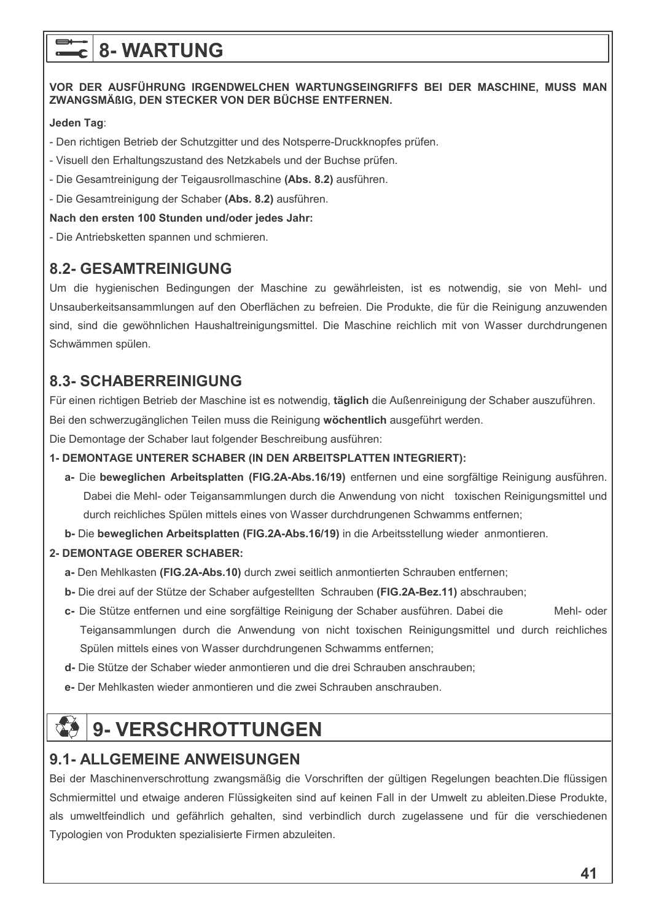# 8- WARTUNG

**VOR DER AUSFÜHRUNG IRGENDWELCHEN WARTUNGSEINGRIFFS BEI DER MASCHINE, MUSS MAN ZWANGSMÄßIG, DEN STECKER VON DER BÜCHSE ENTFERNEN.**

**Jeden Tag**:

- Den richtigen Betrieb der Schutzgitter und des Notsperre-Druckknopfes prüfen.
- Visuell den Erhaltungszustand des Netzkabels und der Buchse prüfen.
- Die Gesamtreinigung der Teigausrollmaschine **(Abs. 8.2)** ausführen.
- Die Gesamtreinigung der Schaber **(Abs. 8.2)** ausführen.

**Nach den ersten 100 Stunden und/oder jedes Jahr:**

- Die Antriebsketten spannen und schmieren.

## 8.2- GESAMTREINIGUNG

Um die hygienischen Bedingungen der Maschine zu gewährleisten, ist es notwendig, sie von Mehl- und Unsauberkeitsansammlungen auf den Oberflächen zu befreien. Die Produkte, die für die Reinigung anzuwenden sind, sind die gewöhnlichen Haushaltreinigungsmittel. Die Maschine reichlich mit von Wasser durchdrungenen Schwämmen spülen.

## 8.3- SCHABERREINIGUNG

Für einen richtigen Betrieb der Maschine ist es notwendig, **täglich** die Außenreinigung der Schaber auszuführen.

Bei den schwerzugänglichen Teilen muss die Reinigung **wöchentlich** ausgeführt werden.

Die Demontage der Schaber laut folgender Beschreibung ausführen:

**1- DEMONTAGE UNTERER SCHABER (IN DEN ARBEITSPLATTEN INTEGRIERT):**

**a-** Die **beweglichen Arbeitsplatten (FIG.2A-Abs.16/19)** entfernen und eine sorgfältige Reinigung ausführen. Dabei die Mehl- oder Teigansammlungen durch die Anwendung von nicht toxischen Reinigungsmittel und durch reichliches Spülen mittels eines von Wasser durchdrungenen Schwamms entfernen;

**b-** Die **beweglichen Arbeitsplatten (FIG.2A-Abs.16/19)** in die Arbeitsstellung wieder anmontieren.

**2- DEMONTAGE OBERER SCHABER:**

**a-** Den Mehlkasten **(FIG.2A-Abs.10)** durch zwei seitlich anmontierten Schrauben entfernen;

**b-** Die drei auf der Stütze der Schaber aufgestellten Schrauben **(FIG.2A-Bez.11)** abschrauben;

**c-** Die Stütze entfernen und eine sorgfältige Reinigung der Schaber ausführen. Dabei die Mehl- oder Teigansammlungen durch die Anwendung von nicht toxischen Reinigungsmittel und durch reichliches Spülen mittels eines von Wasser durchdrungenen Schwamms entfernen;

**d-** Die Stütze der Schaber wieder anmontieren und die drei Schrauben anschrauben;

**e-** Der Mehlkasten wieder anmontieren und die zwei Schrauben anschrauben.

# 9- VERSCHROTTUNGEN

## 9.1- ALLGEMEINE ANWEISUNGEN

Bei der Maschinenverschrottung zwangsmäßig die Vorschriften der gültigen Regelungen beachten.Die flüssigen Schmiermittel und etwaige anderen Flüssigkeiten sind auf keinen Fall in der Umwelt zu ableiten.Diese Produkte, als umweltfeindlich und gefährlich gehalten, sind verbindlich durch zugelassene und für die verschiedenen Typologien von Produkten spezialisierte Firmen abzuleiten.